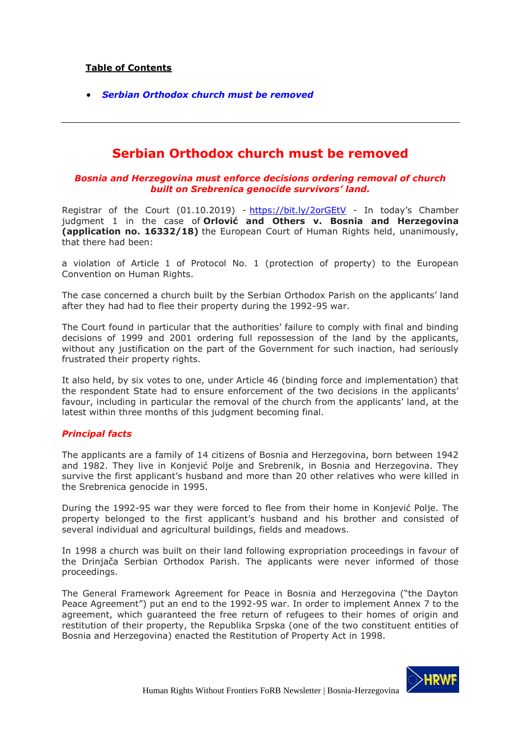**Table of Contents**

- ***Serbian Orthodox church must be removed***

---

# Serbian Orthodox church must be removed

***Bosnia and Herzegovina must enforce decisions ordering removal of church built on Srebrenica genocide survivors' land.***

Registrar of the Court (01.10.2019) - https://bit.ly/2orGEtV - In today's Chamber judgment 1 in the case of **Orlović and Others v. Bosnia and Herzegovina (application no. 16332/18)** the European Court of Human Rights held, unanimously, that there had been:

a violation of Article 1 of Protocol No. 1 (protection of property) to the European Convention on Human Rights.

The case concerned a church built by the Serbian Orthodox Parish on the applicants' land after they had had to flee their property during the 1992-95 war.

The Court found in particular that the authorities' failure to comply with final and binding decisions of 1999 and 2001 ordering full repossession of the land by the applicants, without any justification on the part of the Government for such inaction, had seriously frustrated their property rights.

It also held, by six votes to one, under Article 46 (binding force and implementation) that the respondent State had to ensure enforcement of the two decisions in the applicants' favour, including in particular the removal of the church from the applicants' land, at the latest within three months of this judgment becoming final.

### *Principal facts*

The applicants are a family of 14 citizens of Bosnia and Herzegovina, born between 1942 and 1982. They live in Konjević Polje and Srebrenik, in Bosnia and Herzegovina. They survive the first applicant's husband and more than 20 other relatives who were killed in the Srebrenica genocide in 1995.

During the 1992-95 war they were forced to flee from their home in Konjević Polje. The property belonged to the first applicant's husband and his brother and consisted of several individual and agricultural buildings, fields and meadows.

In 1998 a church was built on their land following expropriation proceedings in favour of the Drinjača Serbian Orthodox Parish. The applicants were never informed of those proceedings.

The General Framework Agreement for Peace in Bosnia and Herzegovina ("the Dayton Peace Agreement") put an end to the 1992-95 war. In order to implement Annex 7 to the agreement, which guaranteed the free return of refugees to their homes of origin and restitution of their property, the Republika Srpska (one of the two constituent entities of Bosnia and Herzegovina) enacted the Restitution of Property Act in 1998.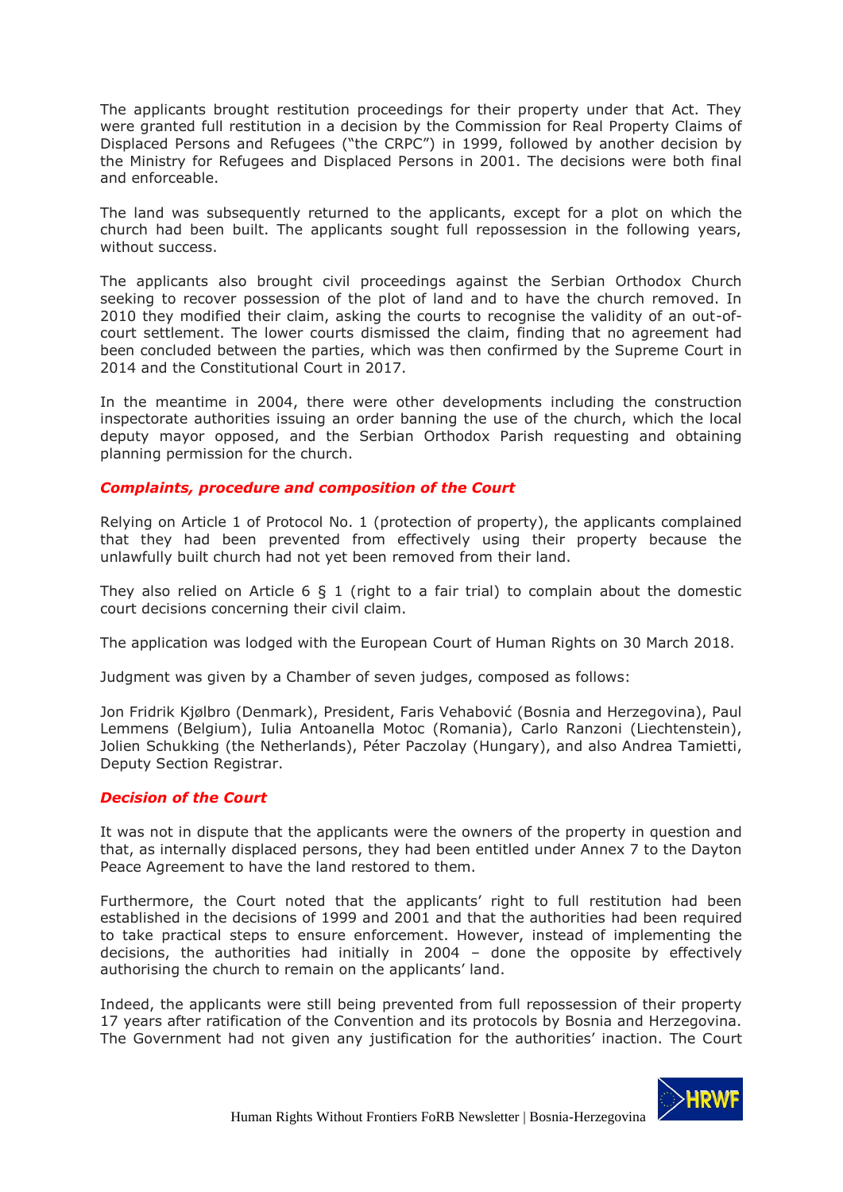The applicants brought restitution proceedings for their property under that Act. They were granted full restitution in a decision by the Commission for Real Property Claims of Displaced Persons and Refugees ("the CRPC") in 1999, followed by another decision by the Ministry for Refugees and Displaced Persons in 2001. The decisions were both final and enforceable.

The land was subsequently returned to the applicants, except for a plot on which the church had been built. The applicants sought full repossession in the following years, without success.

The applicants also brought civil proceedings against the Serbian Orthodox Church seeking to recover possession of the plot of land and to have the church removed. In 2010 they modified their claim, asking the courts to recognise the validity of an out-of-court settlement. The lower courts dismissed the claim, finding that no agreement had been concluded between the parties, which was then confirmed by the Supreme Court in 2014 and the Constitutional Court in 2017.

In the meantime in 2004, there were other developments including the construction inspectorate authorities issuing an order banning the use of the church, which the local deputy mayor opposed, and the Serbian Orthodox Parish requesting and obtaining planning permission for the church.

### *Complaints, procedure and composition of the Court*

Relying on Article 1 of Protocol No. 1 (protection of property), the applicants complained that they had been prevented from effectively using their property because the unlawfully built church had not yet been removed from their land.

They also relied on Article 6 § 1 (right to a fair trial) to complain about the domestic court decisions concerning their civil claim.

The application was lodged with the European Court of Human Rights on 30 March 2018.

Judgment was given by a Chamber of seven judges, composed as follows:

Jon Fridrik Kjølbro (Denmark), President, Faris Vehabović (Bosnia and Herzegovina), Paul Lemmens (Belgium), Iulia Antoanella Motoc (Romania), Carlo Ranzoni (Liechtenstein), Jolien Schukking (the Netherlands), Péter Paczolay (Hungary), and also Andrea Tamietti, Deputy Section Registrar.

### *Decision of the Court*

It was not in dispute that the applicants were the owners of the property in question and that, as internally displaced persons, they had been entitled under Annex 7 to the Dayton Peace Agreement to have the land restored to them.

Furthermore, the Court noted that the applicants' right to full restitution had been established in the decisions of 1999 and 2001 and that the authorities had been required to take practical steps to ensure enforcement. However, instead of implementing the decisions, the authorities had initially in 2004 – done the opposite by effectively authorising the church to remain on the applicants' land.

Indeed, the applicants were still being prevented from full repossession of their property 17 years after ratification of the Convention and its protocols by Bosnia and Herzegovina. The Government had not given any justification for the authorities' inaction. The Court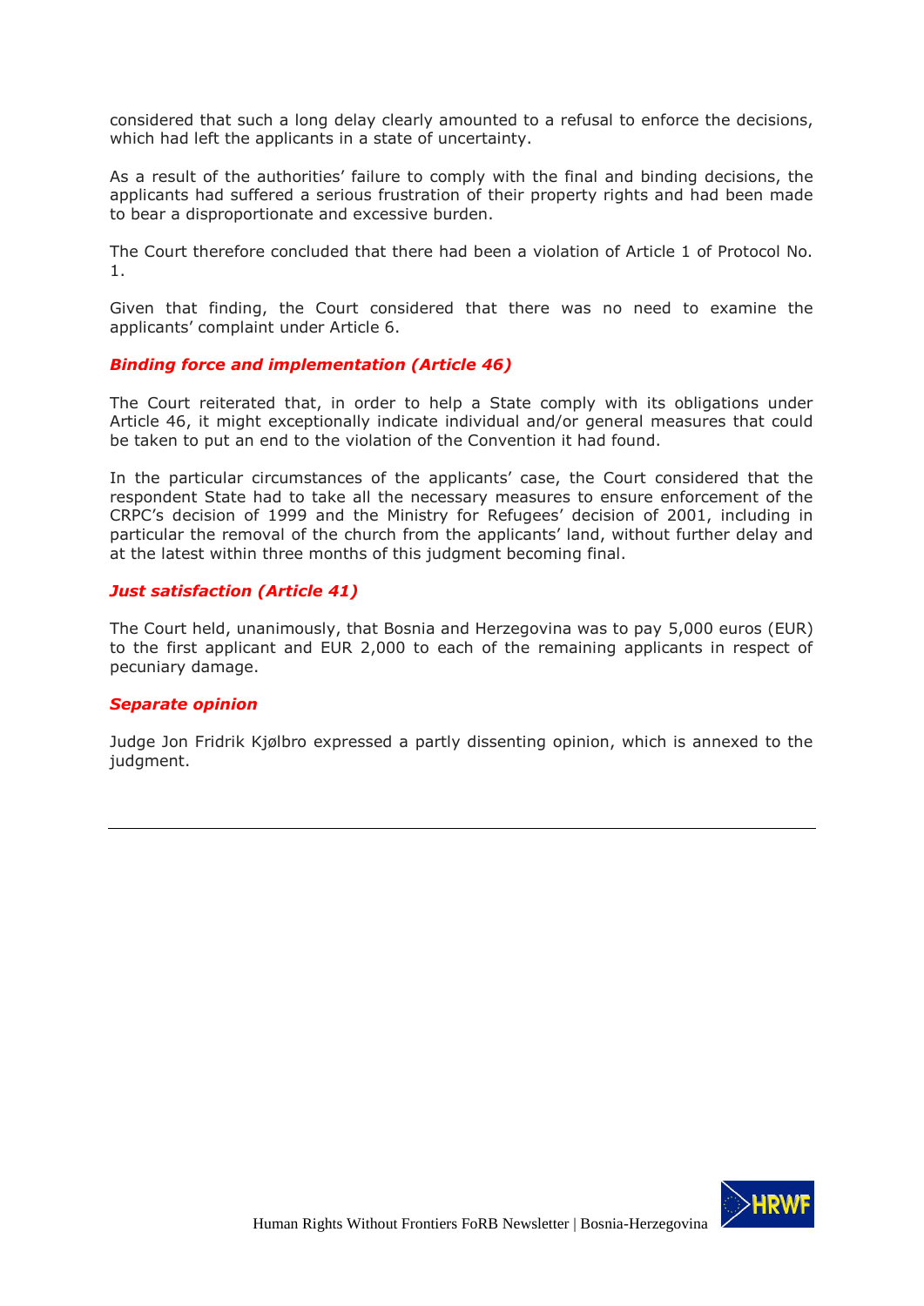considered that such a long delay clearly amounted to a refusal to enforce the decisions, which had left the applicants in a state of uncertainty.

As a result of the authorities' failure to comply with the final and binding decisions, the applicants had suffered a serious frustration of their property rights and had been made to bear a disproportionate and excessive burden.

The Court therefore concluded that there had been a violation of Article 1 of Protocol No. 1.

Given that finding, the Court considered that there was no need to examine the applicants' complaint under Article 6.

### *Binding force and implementation (Article 46)*

The Court reiterated that, in order to help a State comply with its obligations under Article 46, it might exceptionally indicate individual and/or general measures that could be taken to put an end to the violation of the Convention it had found.

In the particular circumstances of the applicants' case, the Court considered that the respondent State had to take all the necessary measures to ensure enforcement of the CRPC's decision of 1999 and the Ministry for Refugees' decision of 2001, including in particular the removal of the church from the applicants' land, without further delay and at the latest within three months of this judgment becoming final.

### *Just satisfaction (Article 41)*

The Court held, unanimously, that Bosnia and Herzegovina was to pay 5,000 euros (EUR) to the first applicant and EUR 2,000 to each of the remaining applicants in respect of pecuniary damage.

### *Separate opinion*

Judge Jon Fridrik Kjølbro expressed a partly dissenting opinion, which is annexed to the judgment.